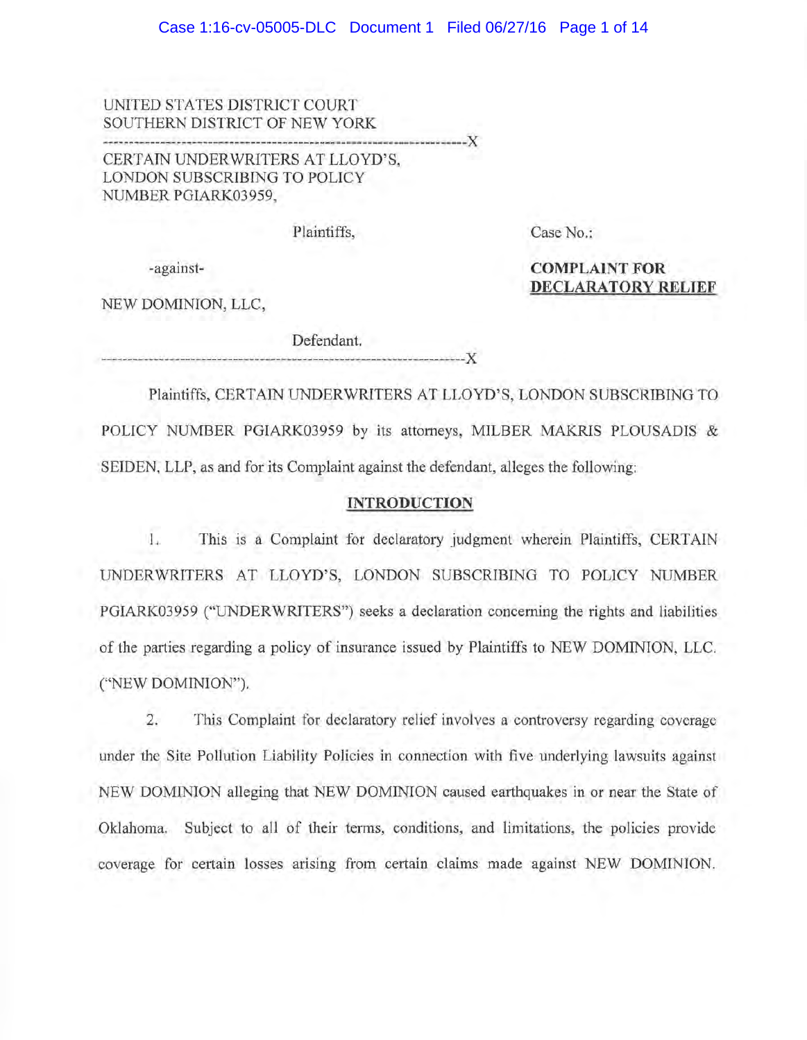UNITED STATES DISTRICT COURT
SOUTHERN DISTRICT OF NEW YORK

---

CERTAIN UNDERWRITERS AT LLOYD'S, LONDON SUBSCRIBING TO POLICY NUMBER PGIARK03959,

Plaintiffs,

-against-

NEW DOMINION, LLC,

Defendant.

---

Case No.:

**COMPLAINT FOR DECLARATORY RELIEF**

Plaintiffs, CERTAIN UNDERWRITERS AT LLOYD'S, LONDON SUBSCRIBING TO POLICY NUMBER PGIARK03959 by its attorneys, MILBER MAKRIS PLOUSADIS & SEIDEN, LLP, as and for its Complaint against the defendant, alleges the following:

## INTRODUCTION

1. This is a Complaint for declaratory judgment wherein Plaintiffs, CERTAIN UNDERWRITERS AT LLOYD'S, LONDON SUBSCRIBING TO POLICY NUMBER PGIARK03959 ("UNDERWRITERS") seeks a declaration concerning the rights and liabilities of the parties regarding a policy of insurance issued by Plaintiffs to NEW DOMINION, LLC. ("NEW DOMINION").

2. This Complaint for declaratory relief involves a controversy regarding coverage under the Site Pollution Liability Policies in connection with five underlying lawsuits against NEW DOMINION alleging that NEW DOMINION caused earthquakes in or near the State of Oklahoma. Subject to all of their terms, conditions, and limitations, the policies provide coverage for certain losses arising from certain claims made against NEW DOMINION.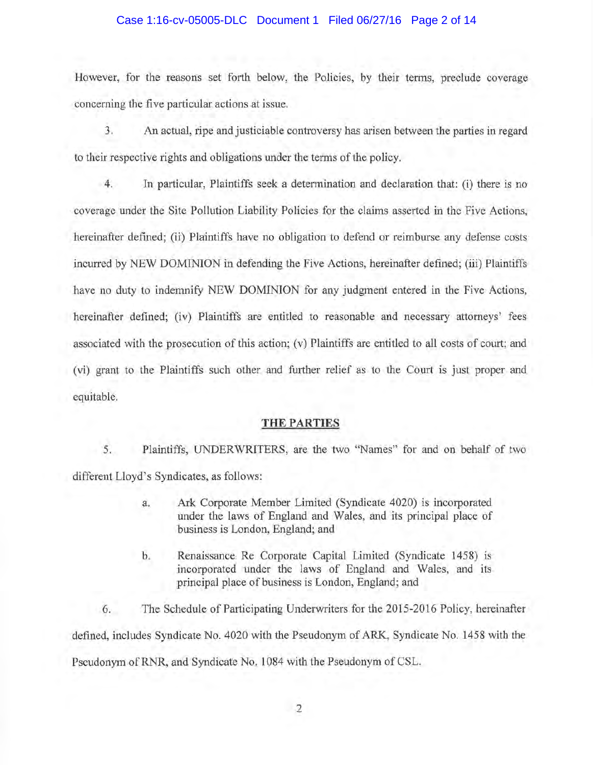However, for the reasons set forth below, the Policies, by their terms, preclude coverage concerning the five particular actions at issue.

3. An actual, ripe and justiciable controversy has arisen between the parties in regard to their respective rights and obligations under the terms of the policy.

4. In particular, Plaintiffs seek a determination and declaration that: (i) there is no coverage under the Site Pollution Liability Policies for the claims asserted in the Five Actions, hereinafter defined; (ii) Plaintiffs have no obligation to defend or reimburse any defense costs incurred by NEW DOMINION in defending the Five Actions, hereinafter defined; (iii) Plaintiffs have no duty to indemnify NEW DOMINION for any judgment entered in the Five Actions, hereinafter defined; (iv) Plaintiffs are entitled to reasonable and necessary attorneys' fees associated with the prosecution of this action; (v) Plaintiffs are entitled to all costs of court; and (vi) grant to the Plaintiffs such other and further relief as to the Court is just proper and equitable.

## THE PARTIES

5. Plaintiffs, UNDERWRITERS, are the two "Names" for and on behalf of two different Lloyd's Syndicates, as follows:

> a. Ark Corporate Member Limited (Syndicate 4020) is incorporated under the laws of England and Wales, and its principal place of business is London, England; and
>
> b. Renaissance Re Corporate Capital Limited (Syndicate 1458) is incorporated under the laws of England and Wales, and its principal place of business is London, England; and

6. The Schedule of Participating Underwriters for the 2015-2016 Policy, hereinafter defined, includes Syndicate No. 4020 with the Pseudonym of ARK, Syndicate No. 1458 with the Pseudonym of RNR, and Syndicate No. 1084 with the Pseudonym of CSL.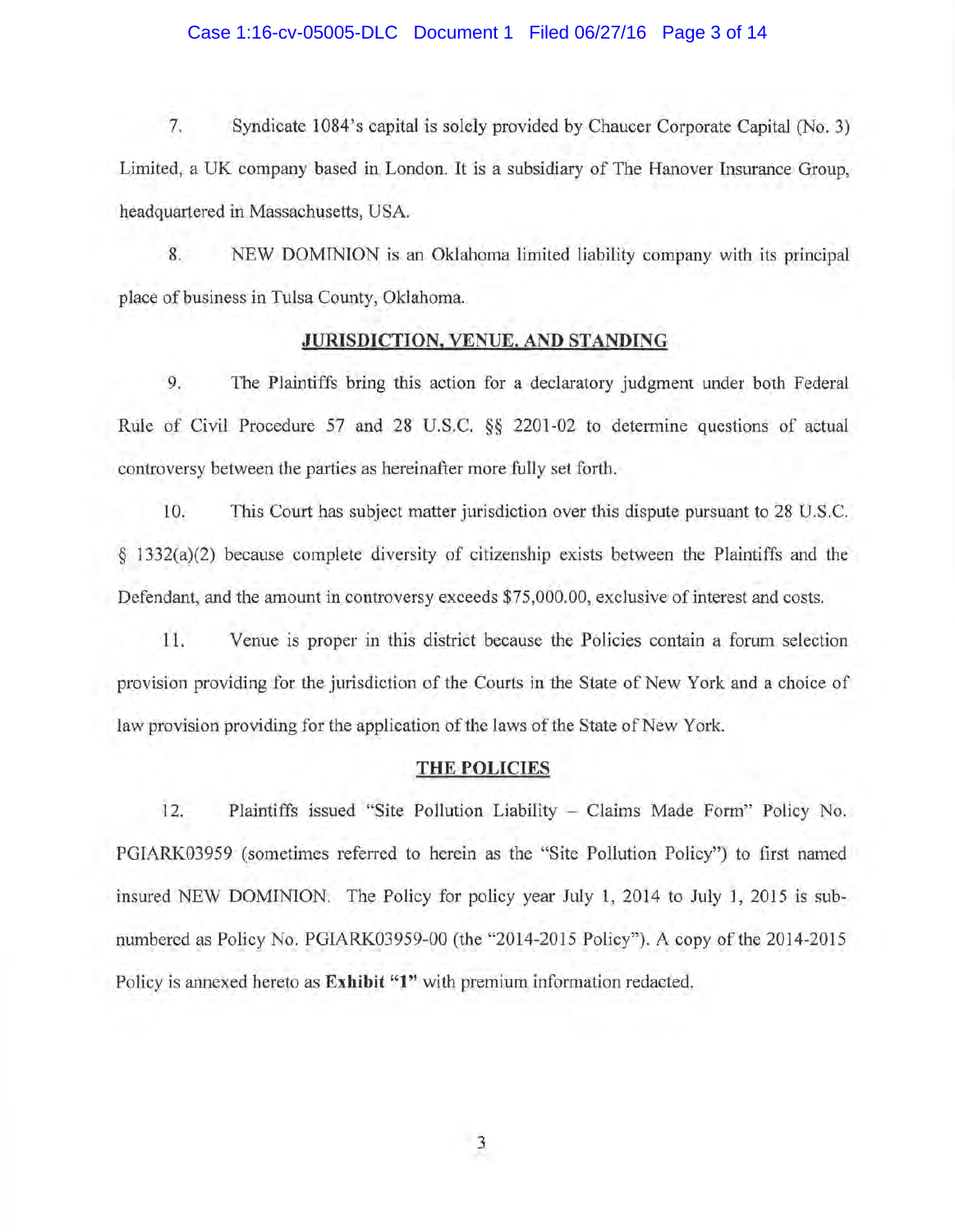7. Syndicate 1084's capital is solely provided by Chaucer Corporate Capital (No. 3) Limited, a UK company based in London. It is a subsidiary of The Hanover Insurance Group, headquartered in Massachusetts, USA.

8. NEW DOMINION is an Oklahoma limited liability company with its principal place of business in Tulsa County, Oklahoma.

## JURISDICTION, VENUE, AND STANDING

9. The Plaintiffs bring this action for a declaratory judgment under both Federal Rule of Civil Procedure 57 and 28 U.S.C. §§ 2201-02 to determine questions of actual controversy between the parties as hereinafter more fully set forth.

10. This Court has subject matter jurisdiction over this dispute pursuant to 28 U.S.C. § 1332(a)(2) because complete diversity of citizenship exists between the Plaintiffs and the Defendant, and the amount in controversy exceeds $75,000.00, exclusive of interest and costs.

11. Venue is proper in this district because the Policies contain a forum selection provision providing for the jurisdiction of the Courts in the State of New York and a choice of law provision providing for the application of the laws of the State of New York.

## THE POLICIES

12. Plaintiffs issued "Site Pollution Liability – Claims Made Form" Policy No. PGIARK03959 (sometimes referred to herein as the "Site Pollution Policy") to first named insured NEW DOMINION. The Policy for policy year July 1, 2014 to July 1, 2015 is sub-numbered as Policy No. PGIARK03959-00 (the "2014-2015 Policy"). A copy of the 2014-2015 Policy is annexed hereto as **Exhibit "1"** with premium information redacted.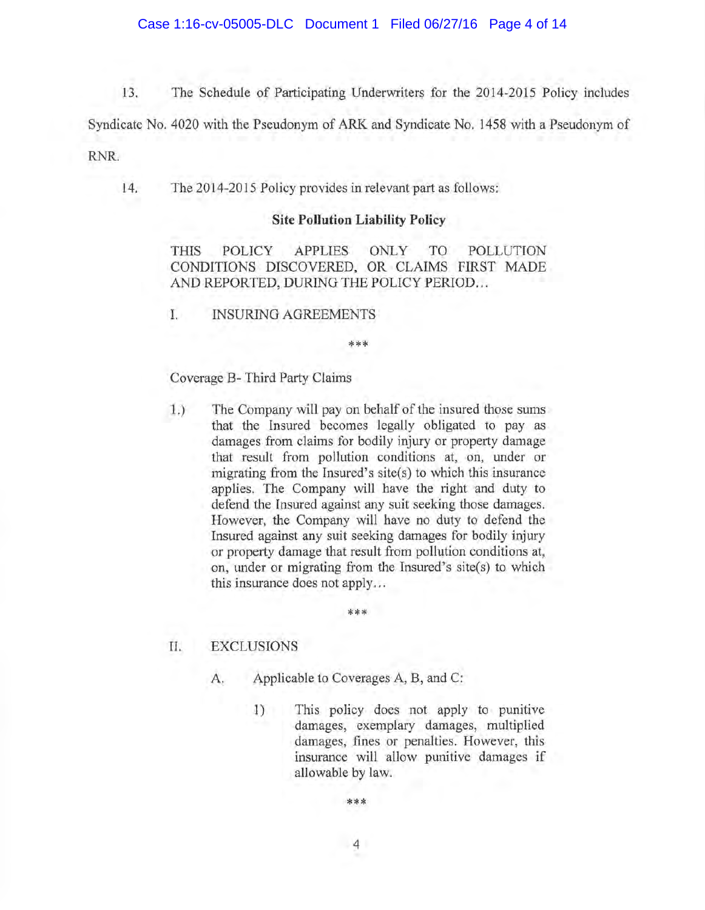13. The Schedule of Participating Underwriters for the 2014-2015 Policy includes Syndicate No. 4020 with the Pseudonym of ARK and Syndicate No. 1458 with a Pseudonym of RNR.

14. The 2014-2015 Policy provides in relevant part as follows:

> **Site Pollution Liability Policy**
>
> THIS POLICY APPLIES ONLY TO POLLUTION CONDITIONS DISCOVERED, OR CLAIMS FIRST MADE AND REPORTED, DURING THE POLICY PERIOD…
>
> I. INSURING AGREEMENTS
>
> ***
>
> Coverage B- Third Party Claims
>
> 1.) The Company will pay on behalf of the insured those sums that the Insured becomes legally obligated to pay as damages from claims for bodily injury or property damage that result from pollution conditions at, on, under or migrating from the Insured's site(s) to which this insurance applies. The Company will have the right and duty to defend the Insured against any suit seeking those damages. However, the Company will have no duty to defend the Insured against any suit seeking damages for bodily injury or property damage that result from pollution conditions at, on, under or migrating from the Insured's site(s) to which this insurance does not apply…
>
> ***
>
> II. EXCLUSIONS
>
> A. Applicable to Coverages A, B, and C:
>
> 1) This policy does not apply to punitive damages, exemplary damages, multiplied damages, fines or penalties. However, this insurance will allow punitive damages if allowable by law.
>
> ***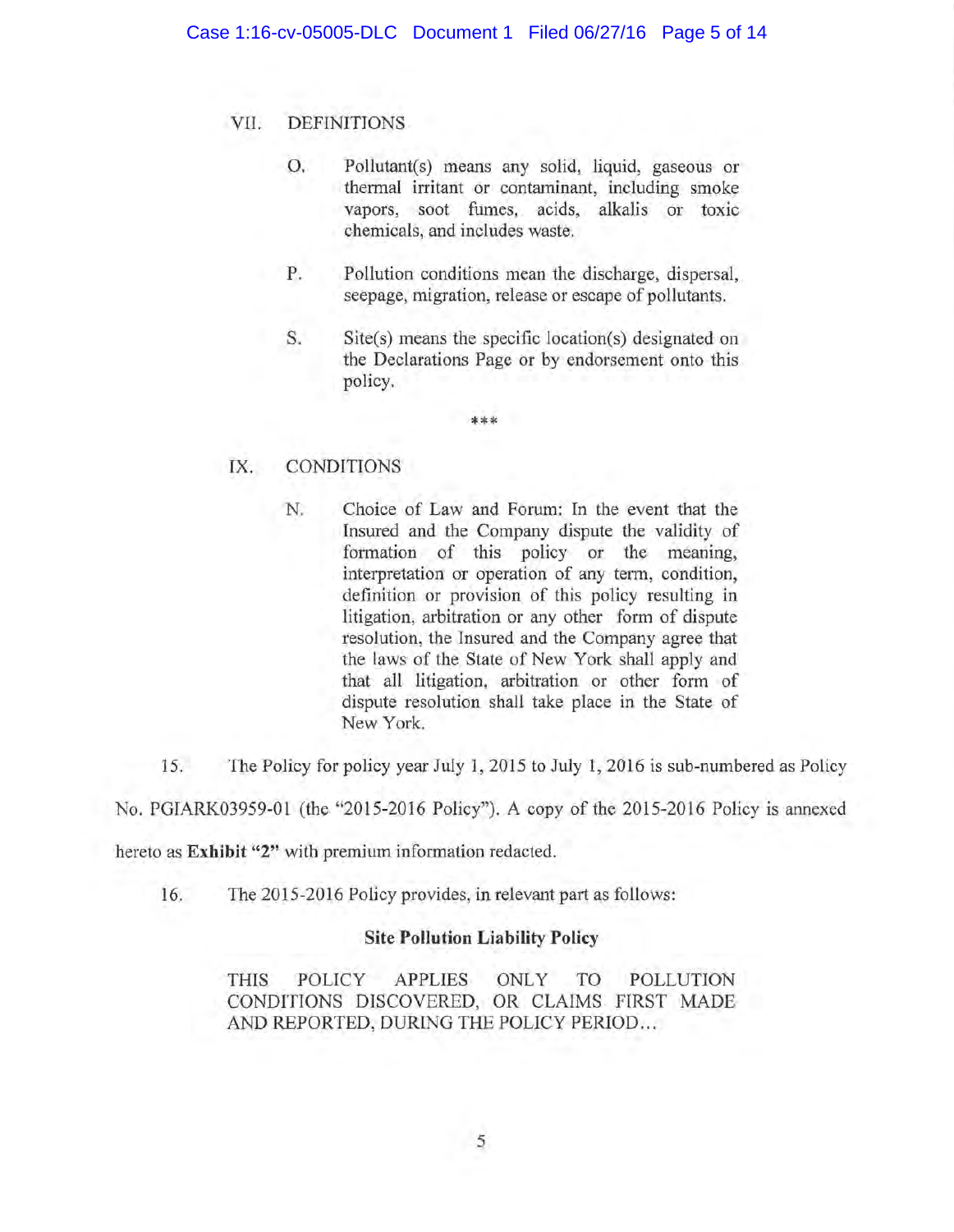VII. DEFINITIONS

> O. Pollutant(s) means any solid, liquid, gaseous or thermal irritant or contaminant, including smoke vapors, soot fumes, acids, alkalis or toxic chemicals, and includes waste.
>
> P. Pollution conditions mean the discharge, dispersal, seepage, migration, release or escape of pollutants.
>
> S. Site(s) means the specific location(s) designated on the Declarations Page or by endorsement onto this policy.

***

IX. CONDITIONS

> N. Choice of Law and Forum: In the event that the Insured and the Company dispute the validity of formation of this policy or the meaning, interpretation or operation of any term, condition, definition or provision of this policy resulting in litigation, arbitration or any other form of dispute resolution, the Insured and the Company agree that the laws of the State of New York shall apply and that all litigation, arbitration or other form of dispute resolution shall take place in the State of New York.

15. The Policy for policy year July 1, 2015 to July 1, 2016 is sub-numbered as Policy No. PGIARK03959-01 (the "2015-2016 Policy"). A copy of the 2015-2016 Policy is annexed hereto as **Exhibit "2"** with premium information redacted.

16. The 2015-2016 Policy provides, in relevant part as follows:

**Site Pollution Liability Policy**

> THIS POLICY APPLIES ONLY TO POLLUTION CONDITIONS DISCOVERED, OR CLAIMS FIRST MADE AND REPORTED, DURING THE POLICY PERIOD...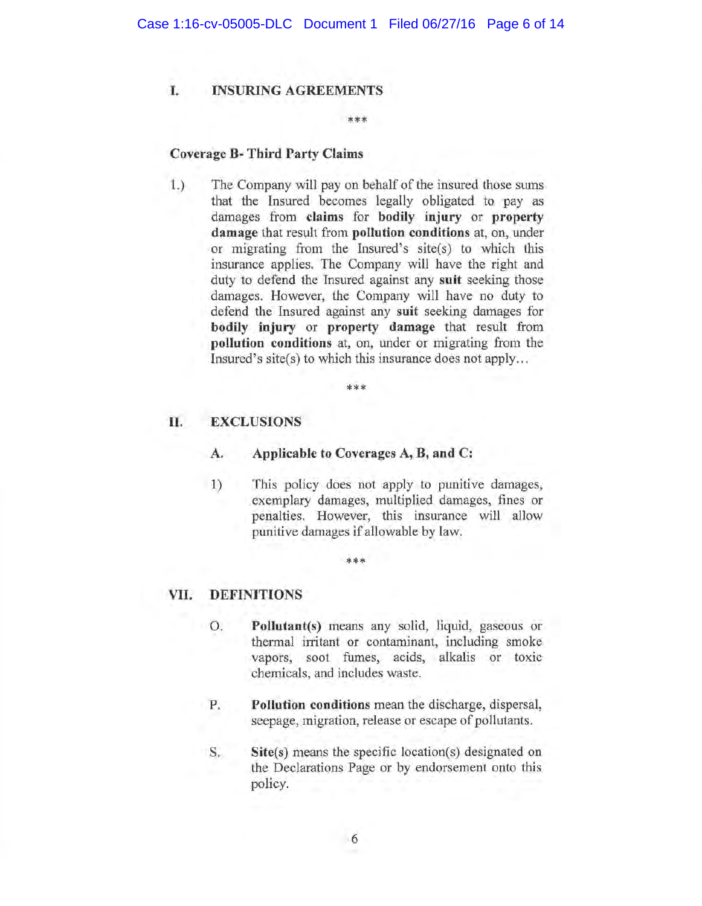## I. INSURING AGREEMENTS

\*\*\*

**Coverage B- Third Party Claims**

1.) The Company will pay on behalf of the insured those sums that the Insured becomes legally obligated to pay as damages from **claims** for **bodily injury** or **property damage** that result from **pollution conditions** at, on, under or migrating from the Insured's site(s) to which this insurance applies. The Company will have the right and duty to defend the Insured against any **suit** seeking those damages. However, the Company will have no duty to defend the Insured against any **suit** seeking damages for **bodily injury** or **property damage** that result from **pollution conditions** at, on, under or migrating from the Insured's site(s) to which this insurance does not apply…

\*\*\*

## II. EXCLUSIONS

### A. Applicable to Coverages A, B, and C:

1) This policy does not apply to punitive damages, exemplary damages, multiplied damages, fines or penalties. However, this insurance will allow punitive damages if allowable by law.

\*\*\*

## VII. DEFINITIONS

O. **Pollutant(s)** means any solid, liquid, gaseous or thermal irritant or contaminant, including smoke vapors, soot fumes, acids, alkalis or toxic chemicals, and includes waste.

P. **Pollution conditions** mean the discharge, dispersal, seepage, migration, release or escape of pollutants.

S. **Site(s)** means the specific location(s) designated on the Declarations Page or by endorsement onto this policy.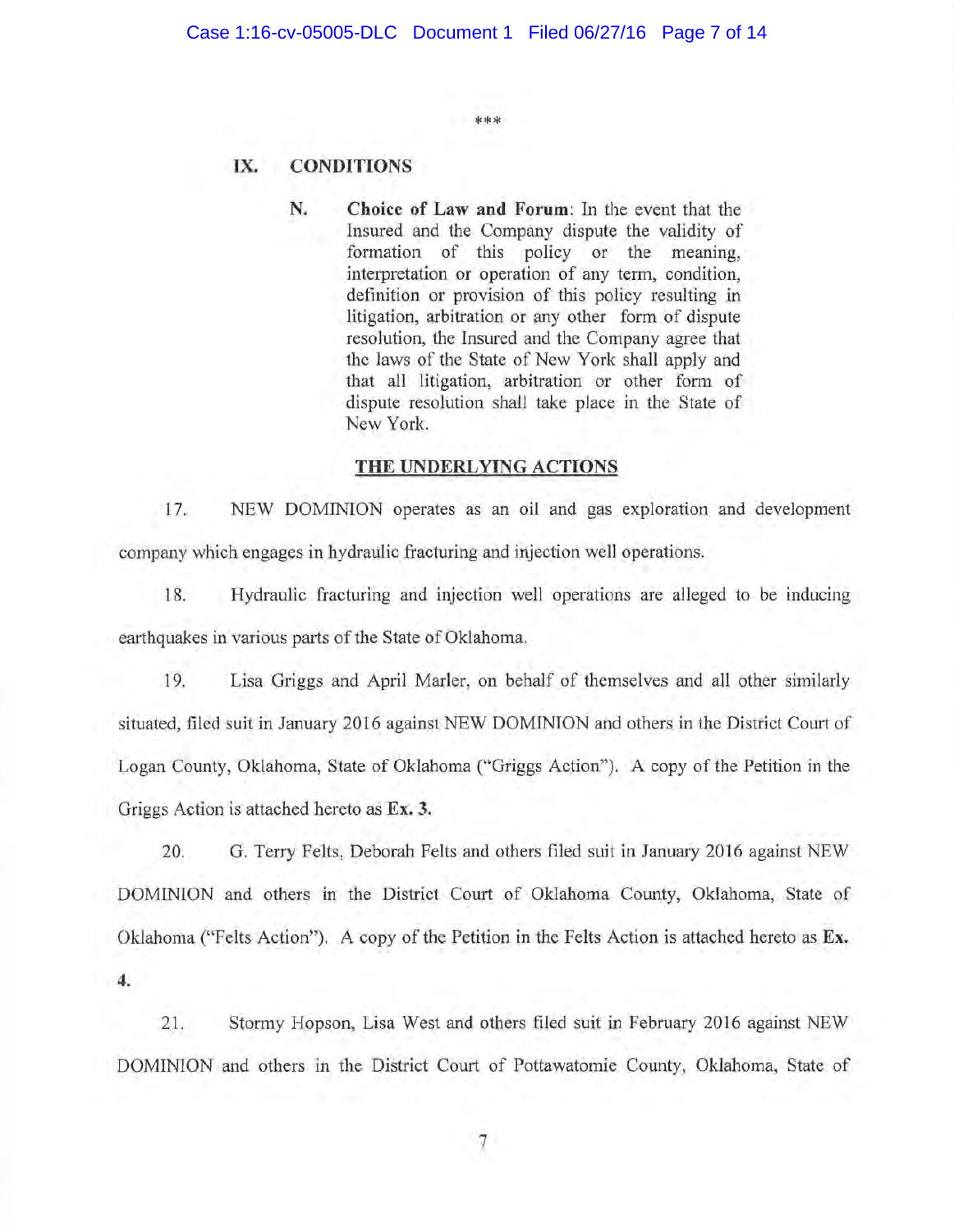\*\*\*

IX. **CONDITIONS**

N. **Choice of Law and Forum**: In the event that the Insured and the Company dispute the validity of formation of this policy or the meaning, interpretation or operation of any term, condition, definition or provision of this policy resulting in litigation, arbitration or any other form of dispute resolution, the Insured and the Company agree that the laws of the State of New York shall apply and that all litigation, arbitration or other form of dispute resolution shall take place in the State of New York.

**THE UNDERLYING ACTIONS**

17. NEW DOMINION operates as an oil and gas exploration and development company which engages in hydraulic fracturing and injection well operations.

18. Hydraulic fracturing and injection well operations are alleged to be inducing earthquakes in various parts of the State of Oklahoma.

19. Lisa Griggs and April Marler, on behalf of themselves and all other similarly situated, filed suit in January 2016 against NEW DOMINION and others in the District Court of Logan County, Oklahoma, State of Oklahoma ("Griggs Action"). A copy of the Petition in the Griggs Action is attached hereto as **Ex. 3.**

20. G. Terry Felts, Deborah Felts and others filed suit in January 2016 against NEW DOMINION and others in the District Court of Oklahoma County, Oklahoma, State of Oklahoma ("Felts Action"). A copy of the Petition in the Felts Action is attached hereto as **Ex. 4.**

21. Stormy Hopson, Lisa West and others filed suit in February 2016 against NEW DOMINION and others in the District Court of Pottawatomie County, Oklahoma, State of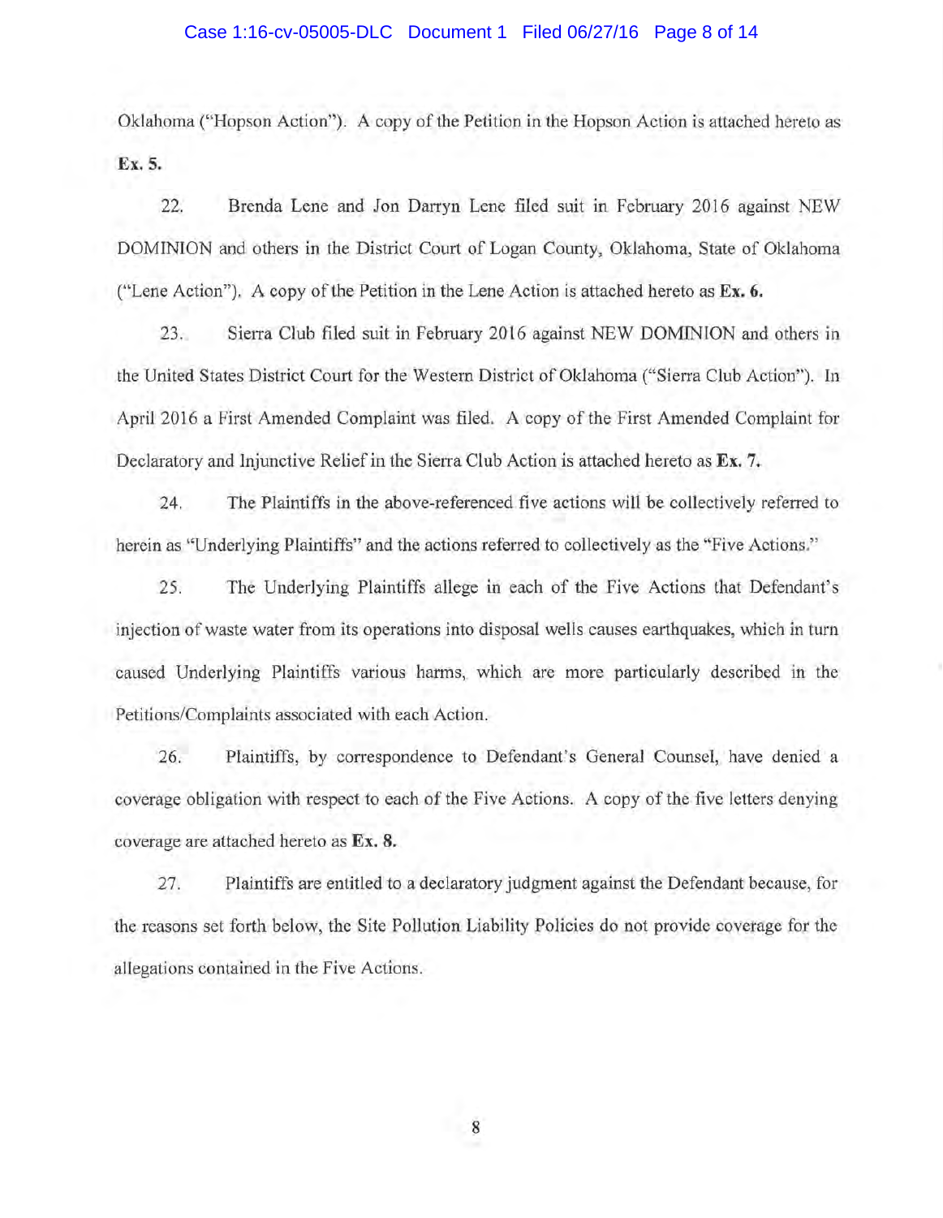Oklahoma ("Hopson Action"). A copy of the Petition in the Hopson Action is attached hereto as **Ex. 5.**

22. Brenda Lene and Jon Darryn Lene filed suit in February 2016 against NEW DOMINION and others in the District Court of Logan County, Oklahoma, State of Oklahoma ("Lene Action"). A copy of the Petition in the Lene Action is attached hereto as **Ex. 6.**

23. Sierra Club filed suit in February 2016 against NEW DOMINION and others in the United States District Court for the Western District of Oklahoma ("Sierra Club Action"). In April 2016 a First Amended Complaint was filed. A copy of the First Amended Complaint for Declaratory and Injunctive Relief in the Sierra Club Action is attached hereto as **Ex. 7.**

24. The Plaintiffs in the above-referenced five actions will be collectively referred to herein as "Underlying Plaintiffs" and the actions referred to collectively as the "Five Actions."

25. The Underlying Plaintiffs allege in each of the Five Actions that Defendant's injection of waste water from its operations into disposal wells causes earthquakes, which in turn caused Underlying Plaintiffs various harms, which are more particularly described in the Petitions/Complaints associated with each Action.

26. Plaintiffs, by correspondence to Defendant's General Counsel, have denied a coverage obligation with respect to each of the Five Actions. A copy of the five letters denying coverage are attached hereto as **Ex. 8.**

27. Plaintiffs are entitled to a declaratory judgment against the Defendant because, for the reasons set forth below, the Site Pollution Liability Policies do not provide coverage for the allegations contained in the Five Actions.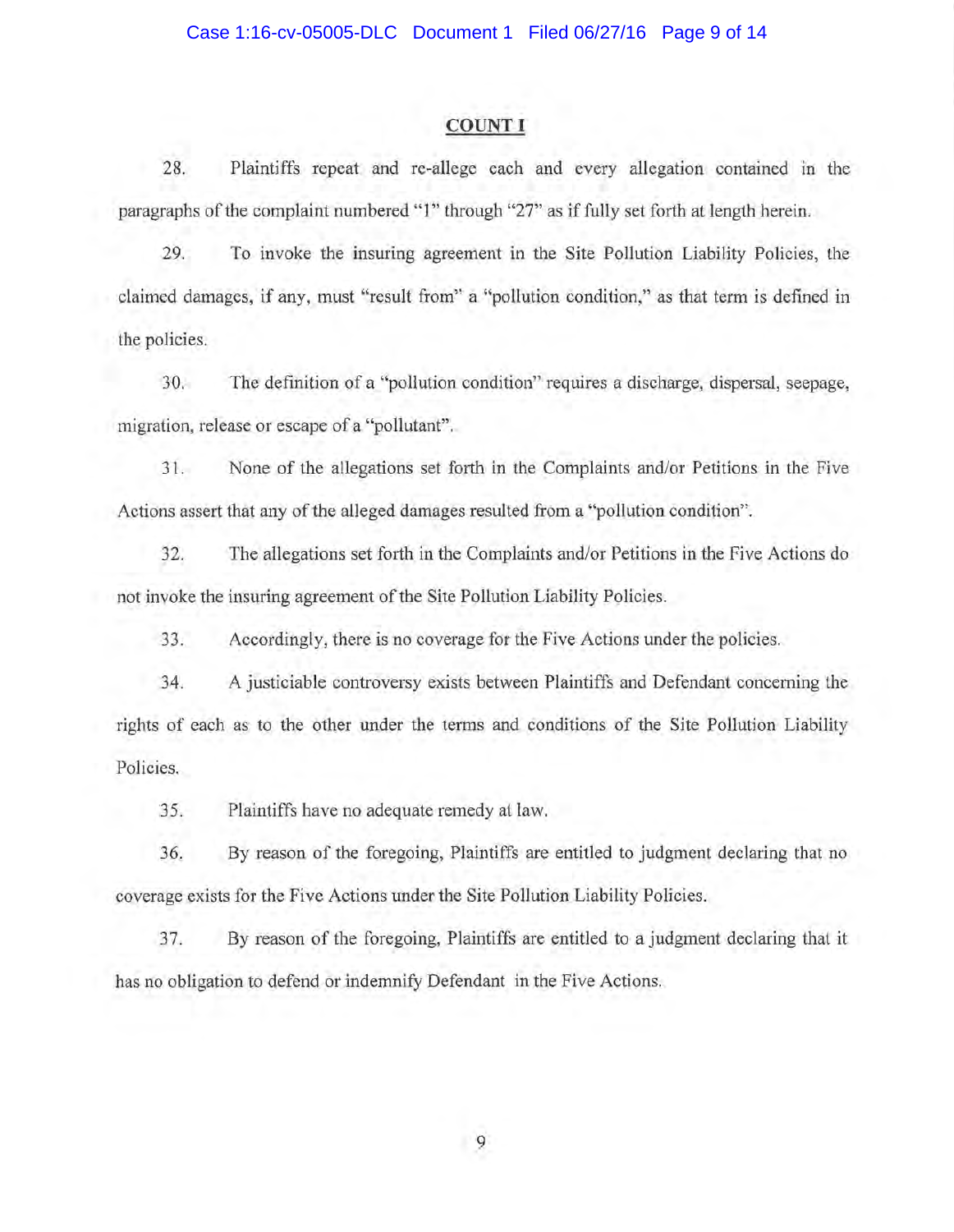## COUNT I

28. Plaintiffs repeat and re-allege each and every allegation contained in the paragraphs of the complaint numbered "1" through "27" as if fully set forth at length herein.

29. To invoke the insuring agreement in the Site Pollution Liability Policies, the claimed damages, if any, must "result from" a "pollution condition," as that term is defined in the policies.

30. The definition of a "pollution condition" requires a discharge, dispersal, seepage, migration, release or escape of a "pollutant".

31. None of the allegations set forth in the Complaints and/or Petitions in the Five Actions assert that any of the alleged damages resulted from a "pollution condition".

32. The allegations set forth in the Complaints and/or Petitions in the Five Actions do not invoke the insuring agreement of the Site Pollution Liability Policies.

33. Accordingly, there is no coverage for the Five Actions under the policies.

34. A justiciable controversy exists between Plaintiffs and Defendant concerning the rights of each as to the other under the terms and conditions of the Site Pollution Liability Policies.

35. Plaintiffs have no adequate remedy at law.

36. By reason of the foregoing, Plaintiffs are entitled to judgment declaring that no coverage exists for the Five Actions under the Site Pollution Liability Policies.

37. By reason of the foregoing, Plaintiffs are entitled to a judgment declaring that it has no obligation to defend or indemnify Defendant in the Five Actions.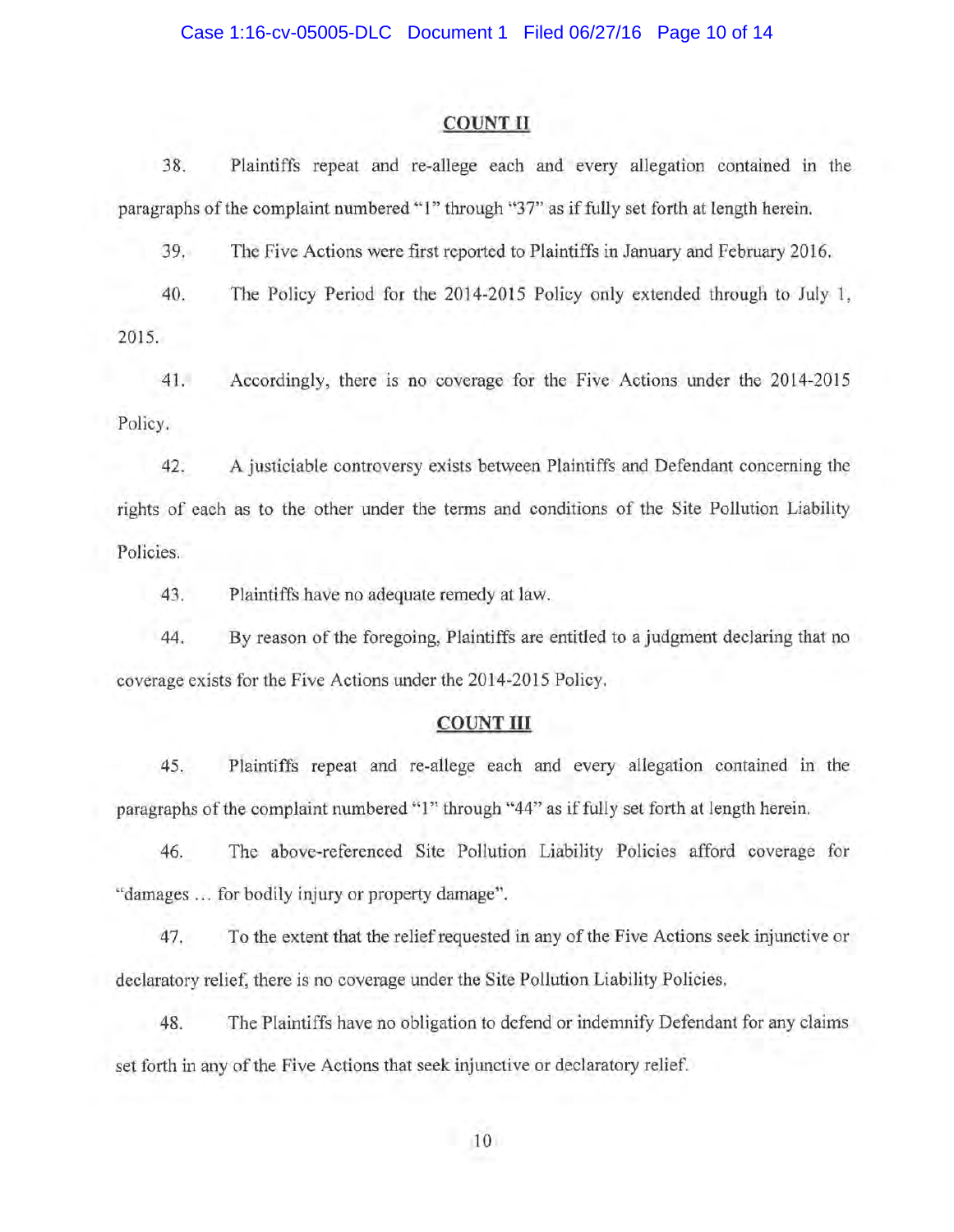## COUNT II

38. Plaintiffs repeat and re-allege each and every allegation contained in the paragraphs of the complaint numbered "1" through "37" as if fully set forth at length herein.

39. The Five Actions were first reported to Plaintiffs in January and February 2016.

40. The Policy Period for the 2014-2015 Policy only extended through to July 1, 2015.

41. Accordingly, there is no coverage for the Five Actions under the 2014-2015 Policy.

42. A justiciable controversy exists between Plaintiffs and Defendant concerning the rights of each as to the other under the terms and conditions of the Site Pollution Liability Policies.

43. Plaintiffs have no adequate remedy at law.

44. By reason of the foregoing, Plaintiffs are entitled to a judgment declaring that no coverage exists for the Five Actions under the 2014-2015 Policy.

## COUNT III

45. Plaintiffs repeat and re-allege each and every allegation contained in the paragraphs of the complaint numbered "1" through "44" as if fully set forth at length herein.

46. The above-referenced Site Pollution Liability Policies afford coverage for "damages … for bodily injury or property damage".

47. To the extent that the relief requested in any of the Five Actions seek injunctive or declaratory relief, there is no coverage under the Site Pollution Liability Policies.

48. The Plaintiffs have no obligation to defend or indemnify Defendant for any claims set forth in any of the Five Actions that seek injunctive or declaratory relief.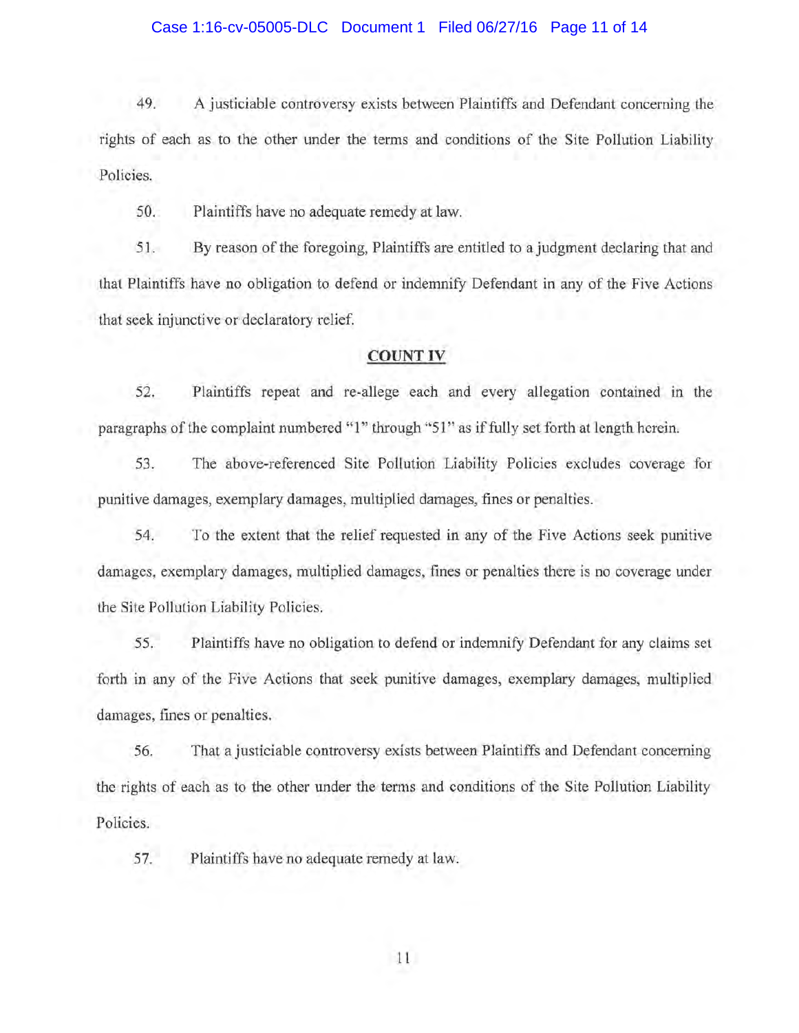49. A justiciable controversy exists between Plaintiffs and Defendant concerning the rights of each as to the other under the terms and conditions of the Site Pollution Liability Policies.

50. Plaintiffs have no adequate remedy at law.

51. By reason of the foregoing, Plaintiffs are entitled to a judgment declaring that and that Plaintiffs have no obligation to defend or indemnify Defendant in any of the Five Actions that seek injunctive or declaratory relief.

**COUNT IV**

52. Plaintiffs repeat and re-allege each and every allegation contained in the paragraphs of the complaint numbered "1" through "51" as if fully set forth at length herein.

53. The above-referenced Site Pollution Liability Policies excludes coverage for punitive damages, exemplary damages, multiplied damages, fines or penalties.

54. To the extent that the relief requested in any of the Five Actions seek punitive damages, exemplary damages, multiplied damages, fines or penalties there is no coverage under the Site Pollution Liability Policies.

55. Plaintiffs have no obligation to defend or indemnify Defendant for any claims set forth in any of the Five Actions that seek punitive damages, exemplary damages, multiplied damages, fines or penalties.

56. That a justiciable controversy exists between Plaintiffs and Defendant concerning the rights of each as to the other under the terms and conditions of the Site Pollution Liability Policies.

57. Plaintiffs have no adequate remedy at law.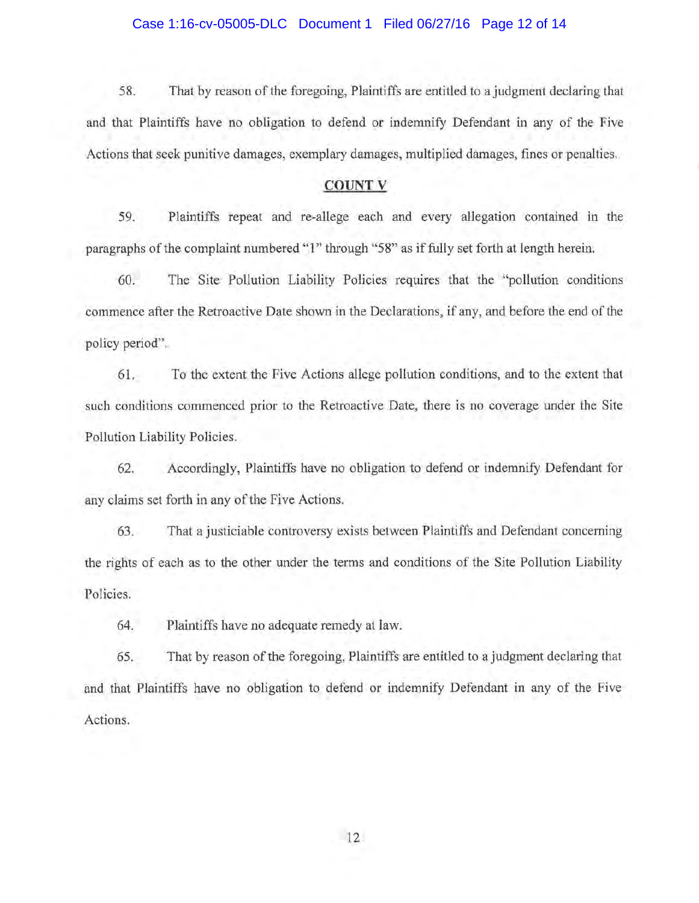58. That by reason of the foregoing, Plaintiffs are entitled to a judgment declaring that and that Plaintiffs have no obligation to defend or indemnify Defendant in any of the Five Actions that seek punitive damages, exemplary damages, multiplied damages, fines or penalties.

**COUNT V**

59. Plaintiffs repeat and re-allege each and every allegation contained in the paragraphs of the complaint numbered "1" through "58" as if fully set forth at length herein.

60. The Site Pollution Liability Policies requires that the "pollution conditions commence after the Retroactive Date shown in the Declarations, if any, and before the end of the policy period".

61. To the extent the Five Actions allege pollution conditions, and to the extent that such conditions commenced prior to the Retroactive Date, there is no coverage under the Site Pollution Liability Policies.

62. Accordingly, Plaintiffs have no obligation to defend or indemnify Defendant for any claims set forth in any of the Five Actions.

63. That a justiciable controversy exists between Plaintiffs and Defendant concerning the rights of each as to the other under the terms and conditions of the Site Pollution Liability Policies.

64. Plaintiffs have no adequate remedy at law.

65. That by reason of the foregoing, Plaintiffs are entitled to a judgment declaring that and that Plaintiffs have no obligation to defend or indemnify Defendant in any of the Five Actions.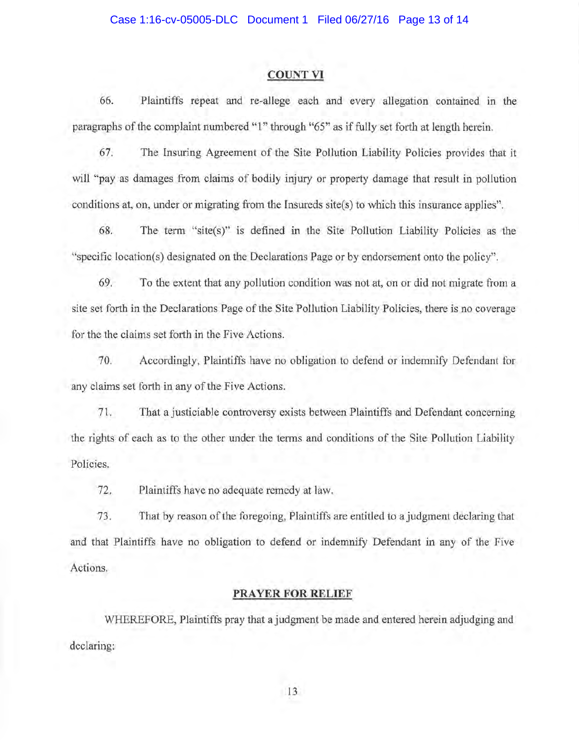## COUNT VI

66. Plaintiffs repeat and re-allege each and every allegation contained in the paragraphs of the complaint numbered "1" through "65" as if fully set forth at length herein.

67. The Insuring Agreement of the Site Pollution Liability Policies provides that it will "pay as damages from claims of bodily injury or property damage that result in pollution conditions at, on, under or migrating from the Insureds site(s) to which this insurance applies".

68. The term "site(s)" is defined in the Site Pollution Liability Policies as the "specific location(s) designated on the Declarations Page or by endorsement onto the policy".

69. To the extent that any pollution condition was not at, on or did not migrate from a site set forth in the Declarations Page of the Site Pollution Liability Policies, there is no coverage for the the claims set forth in the Five Actions.

70. Accordingly, Plaintiffs have no obligation to defend or indemnify Defendant for any claims set forth in any of the Five Actions.

71. That a justiciable controversy exists between Plaintiffs and Defendant concerning the rights of each as to the other under the terms and conditions of the Site Pollution Liability Policies.

72. Plaintiffs have no adequate remedy at law.

73. That by reason of the foregoing, Plaintiffs are entitled to a judgment declaring that and that Plaintiffs have no obligation to defend or indemnify Defendant in any of the Five Actions.

## PRAYER FOR RELIEF

WHEREFORE, Plaintiffs pray that a judgment be made and entered herein adjudging and declaring: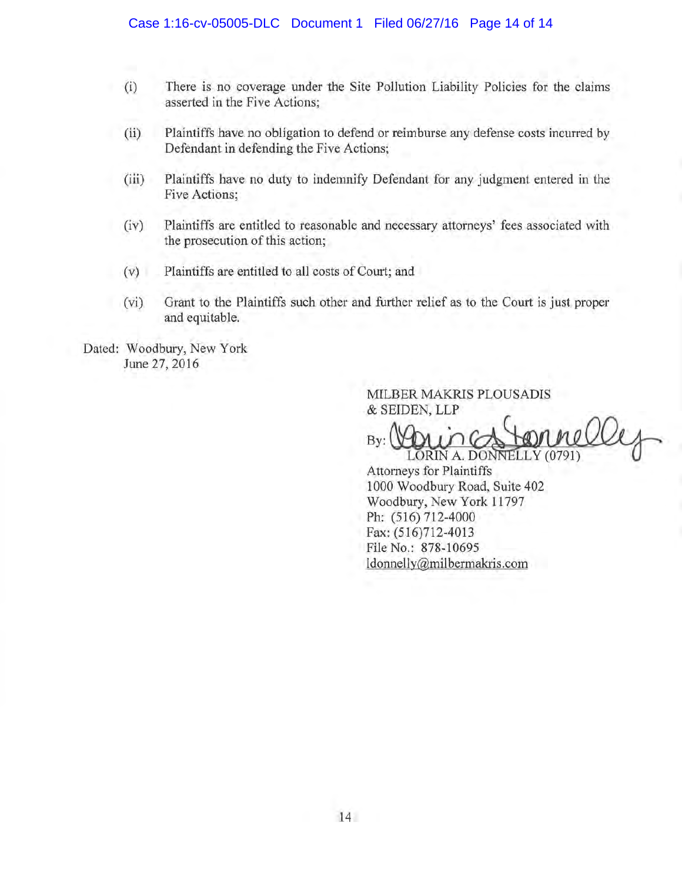(i) There is no coverage under the Site Pollution Liability Policies for the claims asserted in the Five Actions;

(ii) Plaintiffs have no obligation to defend or reimburse any defense costs incurred by Defendant in defending the Five Actions;

(iii) Plaintiffs have no duty to indemnify Defendant for any judgment entered in the Five Actions;

(iv) Plaintiffs are entitled to reasonable and necessary attorneys' fees associated with the prosecution of this action;

(v) Plaintiffs are entitled to all costs of Court; and

(vi) Grant to the Plaintiffs such other and further relief as to the Court is just proper and equitable.

Dated: Woodbury, New York
June 27, 2016

MILBER MAKRIS PLOUSADIS
& SEIDEN, LLP

By: LORIN A. DONNELLY (0791)
Attorneys for Plaintiffs
1000 Woodbury Road, Suite 402
Woodbury, New York 11797
Ph: (516) 712-4000
Fax: (516)712-4013
File No.: 878-10695
ldonnelly@milbermakris.com